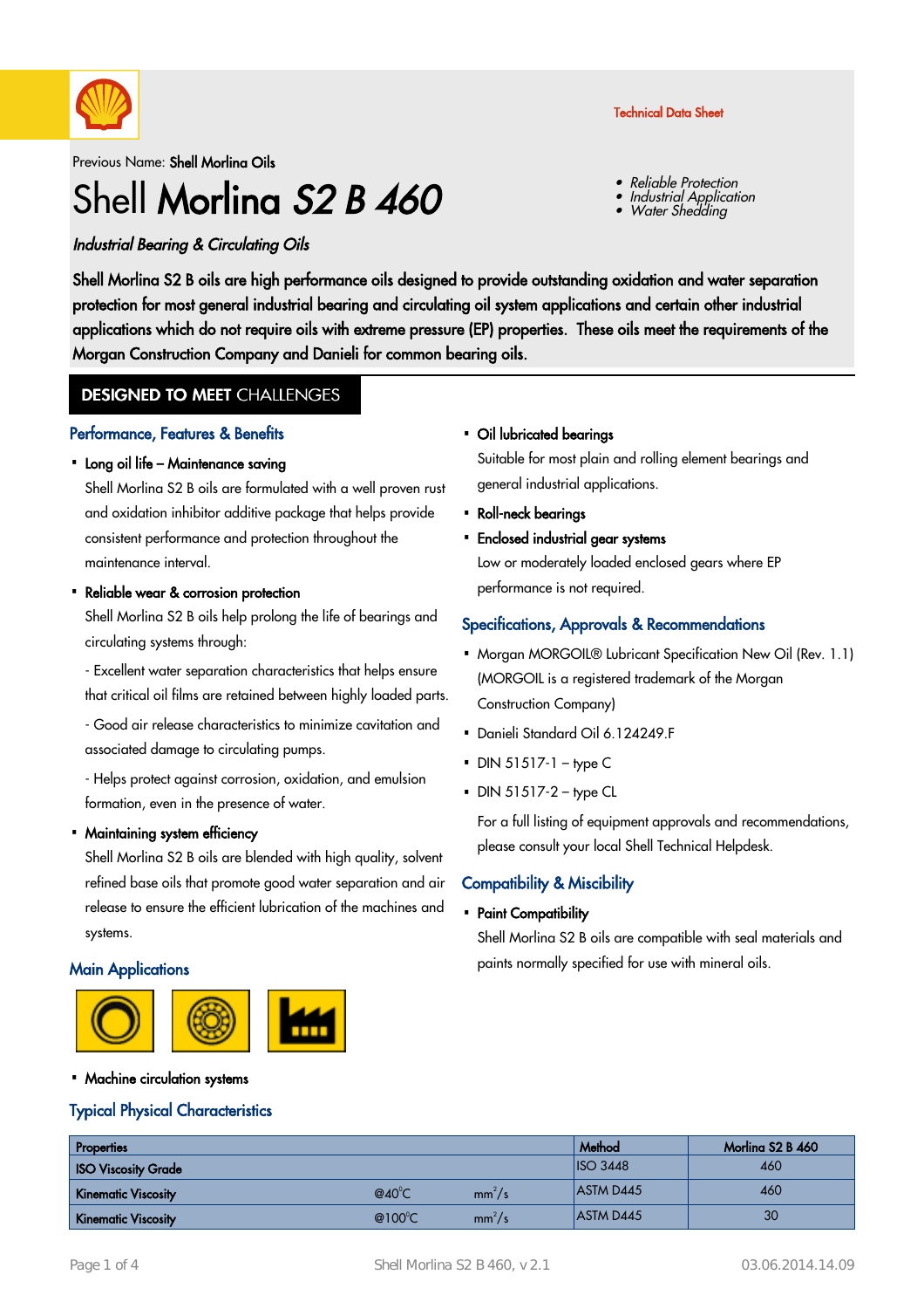Technical Data Sheet

Previous Name: **Shell Morlina Oils**

# Shell **Morlina *S2 B 460***

- *Reliable Protection*
- *Industrial Application*
- *Water Shedding*

***Industrial Bearing & Circulating Oils***

**Shell Morlina S2 B oils are high performance oils designed to provide outstanding oxidation and water separation protection for most general industrial bearing and circulating oil system applications and certain other industrial applications which do not require oils with extreme pressure (EP) properties. These oils meet the requirements of the Morgan Construction Company and Danieli for common bearing oils.**

## DESIGNED TO MEET CHALLENGES

### Performance, Features & Benefits

- **Long oil life – Maintenance saving**

  Shell Morlina S2 B oils are formulated with a well proven rust and oxidation inhibitor additive package that helps provide consistent performance and protection throughout the maintenance interval.

- **Reliable wear & corrosion protection**

  Shell Morlina S2 B oils help prolong the life of bearings and circulating systems through:

  - Excellent water separation characteristics that helps ensure that critical oil films are retained between highly loaded parts.

  - Good air release characteristics to minimize cavitation and associated damage to circulating pumps.

  - Helps protect against corrosion, oxidation, and emulsion formation, even in the presence of water.

- **Maintaining system efficiency**

  Shell Morlina S2 B oils are blended with high quality, solvent refined base oils that promote good water separation and air release to ensure the efficient lubrication of the machines and systems.

### Main Applications

- **Machine circulation systems**
- **Oil lubricated bearings**

  Suitable for most plain and rolling element bearings and general industrial applications.

- **Roll-neck bearings**
- **Enclosed industrial gear systems**

  Low or moderately loaded enclosed gears where EP performance is not required.

### Specifications, Approvals & Recommendations

- Morgan MORGOIL® Lubricant Specification New Oil (Rev. 1.1) (MORGOIL is a registered trademark of the Morgan Construction Company)
- Danieli Standard Oil 6.124249.F
- DIN 51517-1 – type C
- DIN 51517-2 – type CL

For a full listing of equipment approvals and recommendations, please consult your local Shell Technical Helpdesk.

### Compatibility & Miscibility

- **Paint Compatibility**

  Shell Morlina S2 B oils are compatible with seal materials and paints normally specified for use with mineral oils.

### Typical Physical Characteristics

| Properties | | | Method | Morlina S2 B 460 |
|---|---|---|---|---|
| ISO Viscosity Grade | | | ISO 3448 | 460 |
| Kinematic Viscosity | @40°C | $mm^2/s$ | ASTM D445 | 460 |
| Kinematic Viscosity | @100°C | $mm^2/s$ | ASTM D445 | 30 |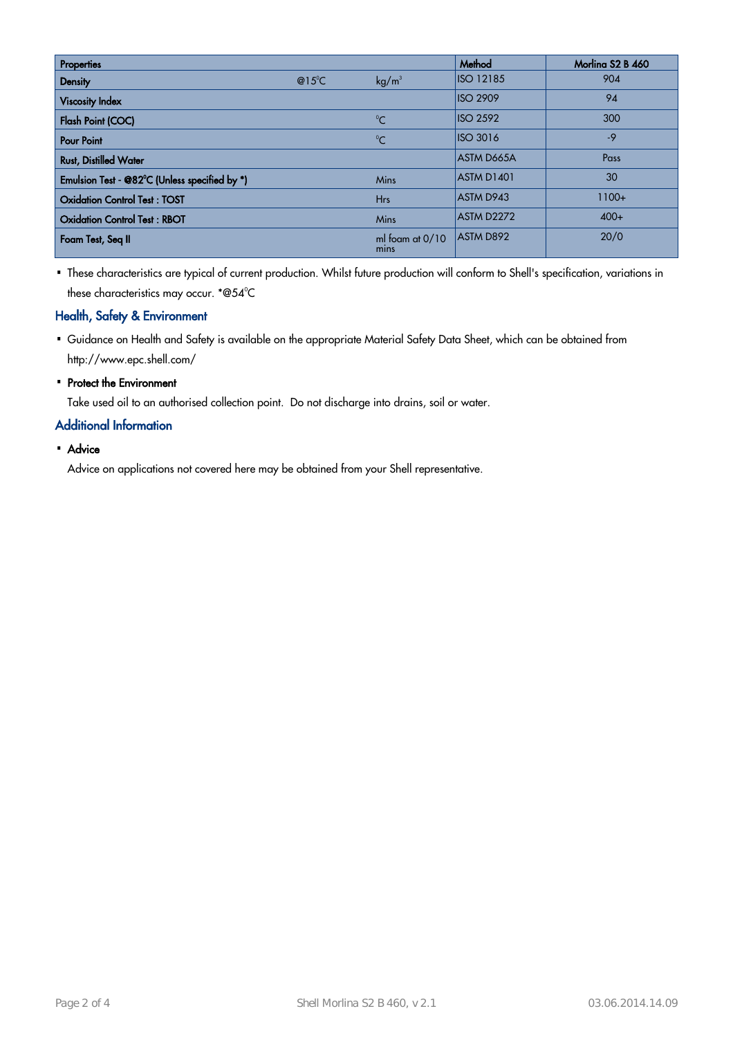| Properties | | | Method | Morlina S2 B 460 |
|---|---|---|---|---|
| **Density** | @15°C | kg/m³ | ISO 12185 | 904 |
| **Viscosity Index** | | | ISO 2909 | 94 |
| **Flash Point (COC)** | | °C | ISO 2592 | 300 |
| **Pour Point** | | °C | ISO 3016 | -9 |
| **Rust, Distilled Water** | | | ASTM D665A | Pass |
| **Emulsion Test - @82°C (Unless specified by *)** | | Mins | ASTM D1401 | 30 |
| **Oxidation Control Test : TOST** | | Hrs | ASTM D943 | 1100+ |
| **Oxidation Control Test : RBOT** | | Mins | ASTM D2272 | 400+ |
| **Foam Test, Seq II** | | ml foam at 0/10 mins | ASTM D892 | 20/0 |

- These characteristics are typical of current production. Whilst future production will conform to Shell's specification, variations in these characteristics may occur. *@54°C

## Health, Safety & Environment

- Guidance on Health and Safety is available on the appropriate Material Safety Data Sheet, which can be obtained from http://www.epc.shell.com/
- **Protect the Environment**

  Take used oil to an authorised collection point. Do not discharge into drains, soil or water.

## Additional Information

- **Advice**

  Advice on applications not covered here may be obtained from your Shell representative.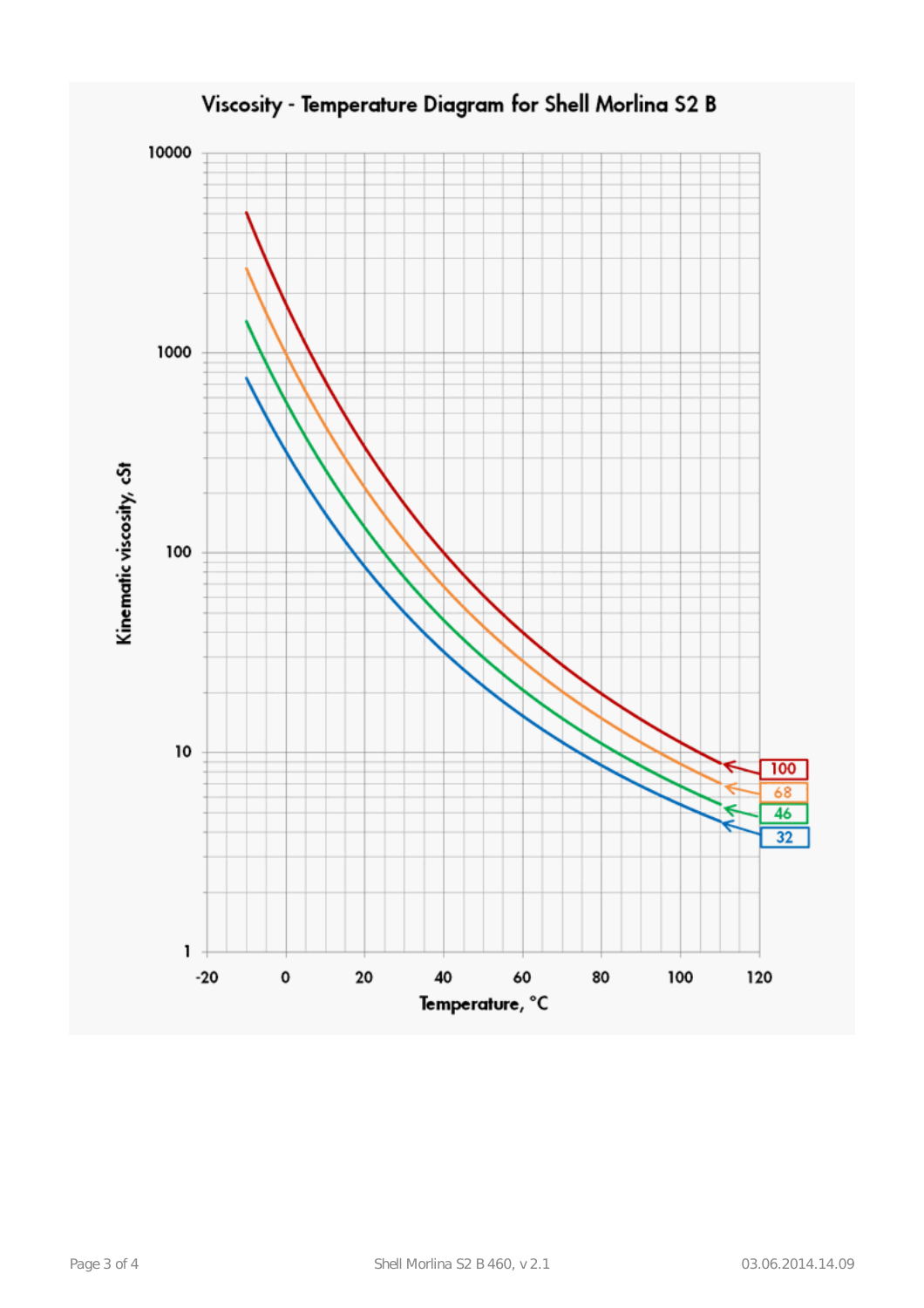## Viscosity - Temperature Diagram for Shell Morlina S2 B

Kinematic viscosity, cSt

Temperature, °C

100

68

46

32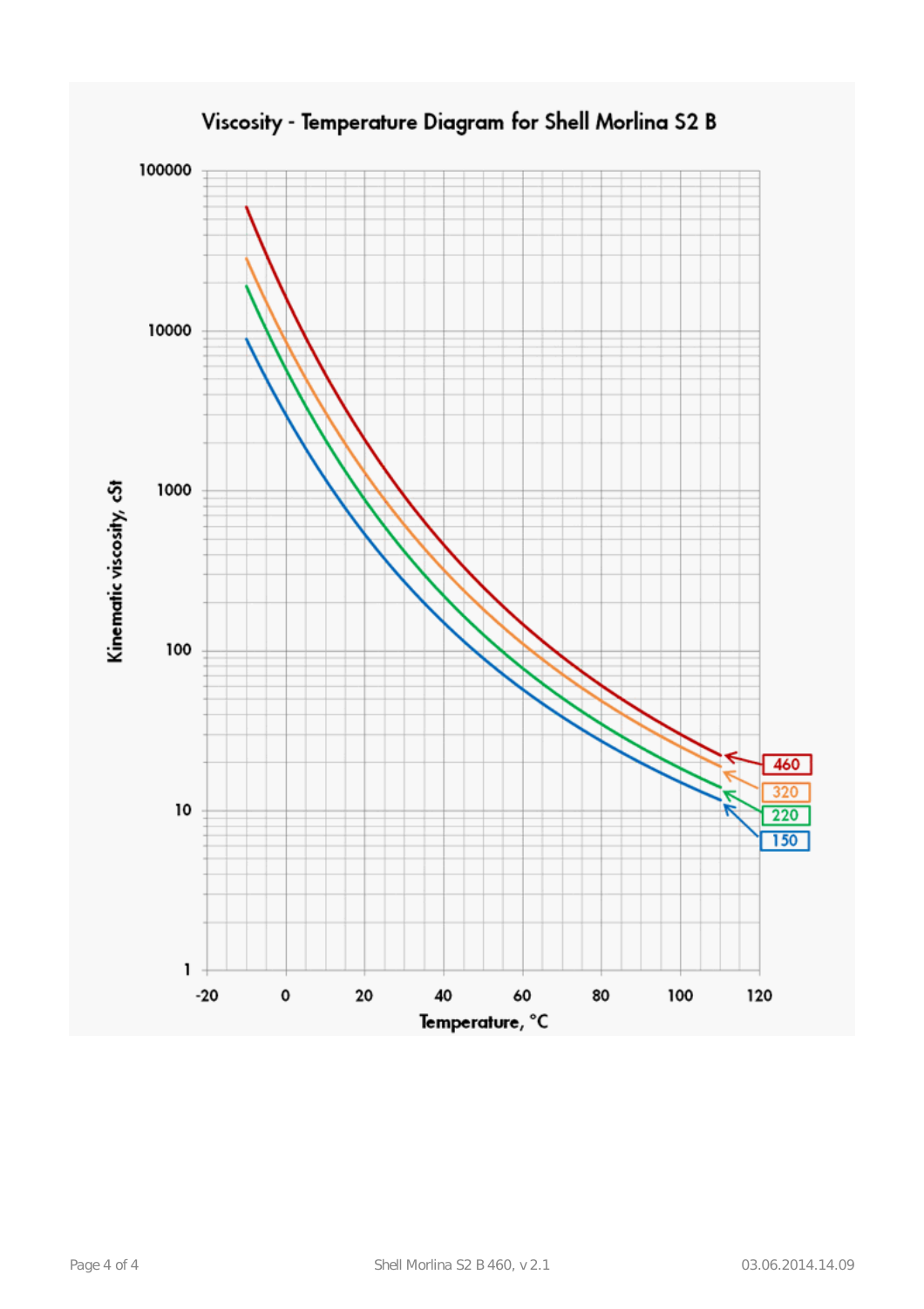## Viscosity - Temperature Diagram for Shell Morlina S2 B

Kinematic viscosity, cSt

100000

10000

1000

100

10

1

-20

0

20

40

60

80

100

120

Temperature, °C

460

320

220

150